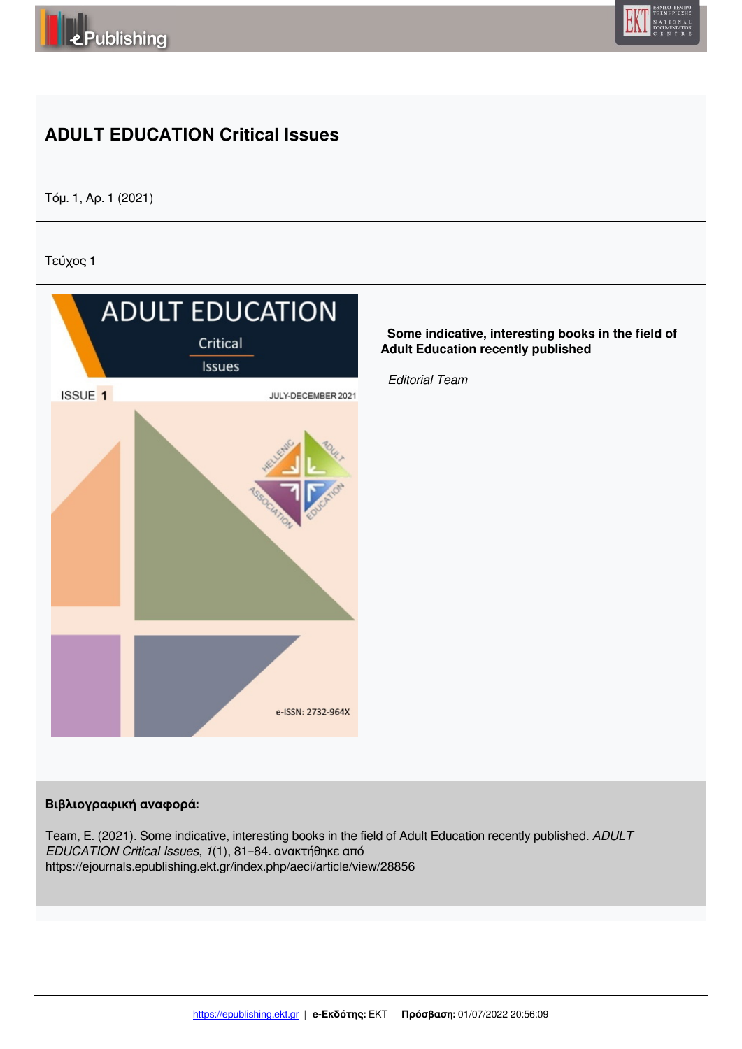# ADULT EDUCATION Critical Issues

Τόμ. 1, Αρ. 1 (2021)

Τεύχος 1

**Some indicative, interesting books in the field of Adult Education recently published**

*Editorial Team*

**Βιβλιογραφική αναφορά:**

Team, E. (2021). Some indicative, interesting books in the field of Adult Education recently published. *ADULT EDUCATION Critical Issues*, *1*(1), 81–84. ανακτήθηκε από https://ejournals.epublishing.ekt.gr/index.php/aeci/article/view/28856

https://epublishing.ekt.gr | **e-Εκδότης:** EKT | **Πρόσβαση:** 01/07/2022 20:56:09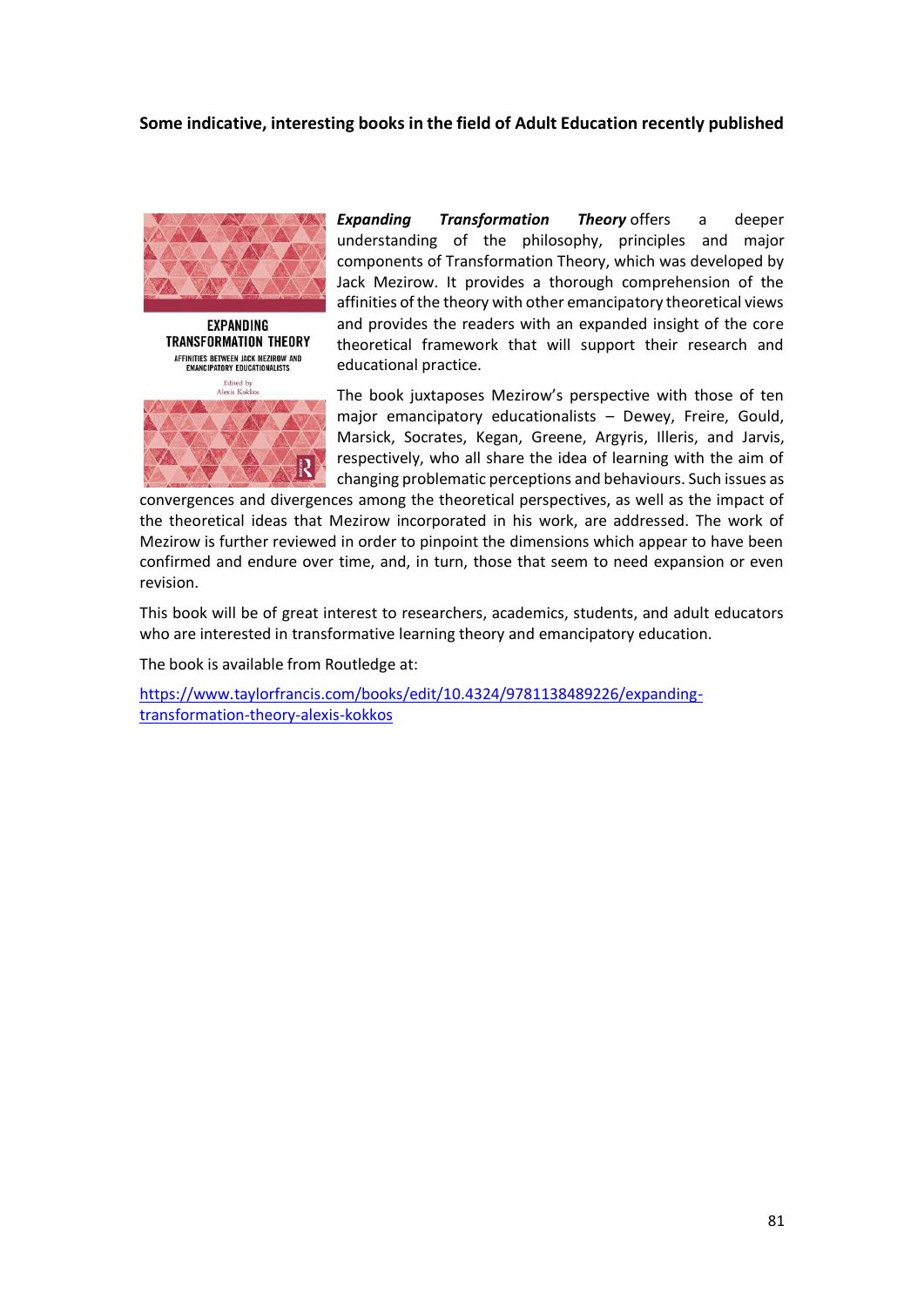**Some indicative, interesting books in the field of Adult Education recently published**

***Expanding Transformation Theory*** offers a deeper understanding of the philosophy, principles and major components of Transformation Theory, which was developed by Jack Mezirow. It provides a thorough comprehension of the affinities of the theory with other emancipatory theoretical views and provides the readers with an expanded insight of the core theoretical framework that will support their research and educational practice.

The book juxtaposes Mezirow's perspective with those of ten major emancipatory educationalists – Dewey, Freire, Gould, Marsick, Socrates, Kegan, Greene, Argyris, Illeris, and Jarvis, respectively, who all share the idea of learning with the aim of changing problematic perceptions and behaviours. Such issues as convergences and divergences among the theoretical perspectives, as well as the impact of the theoretical ideas that Mezirow incorporated in his work, are addressed. The work of Mezirow is further reviewed in order to pinpoint the dimensions which appear to have been confirmed and endure over time, and, in turn, those that seem to need expansion or even revision.

This book will be of great interest to researchers, academics, students, and adult educators who are interested in transformative learning theory and emancipatory education.

The book is available from Routledge at:

[https://www.taylorfrancis.com/books/edit/10.4324/9781138489226/expanding-transformation-theory-alexis-kokkos](https://www.taylorfrancis.com/books/edit/10.4324/9781138489226/expanding-transformation-theory-alexis-kokkos)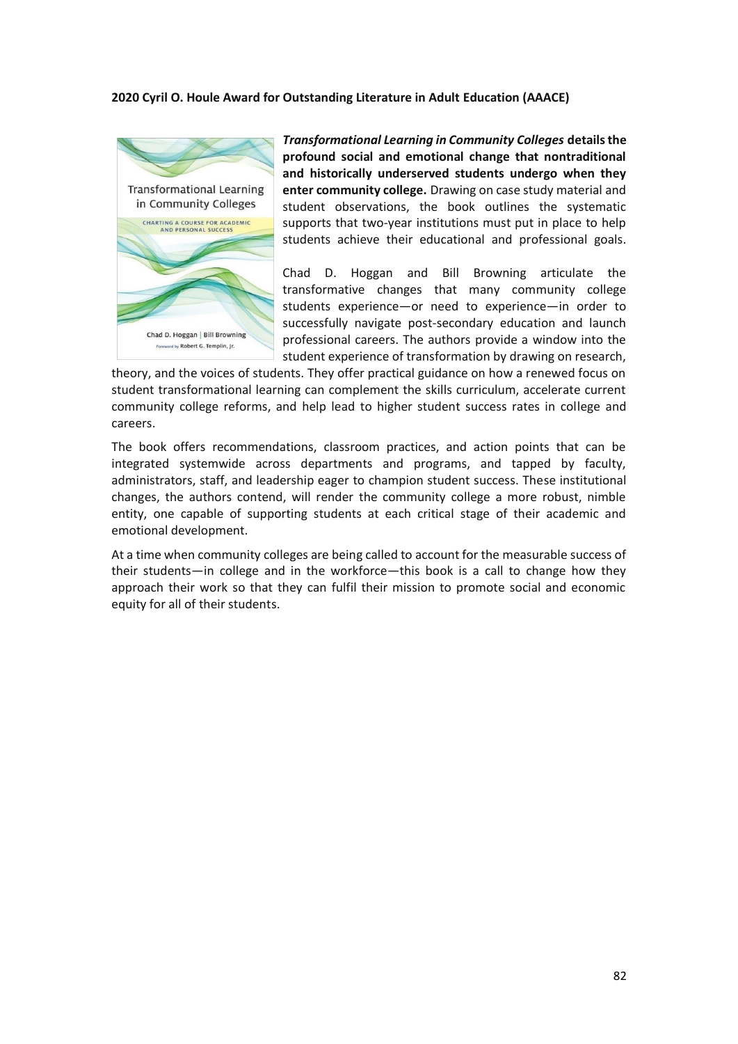**2020 Cyril O. Houle Award for Outstanding Literature in Adult Education (AAACE)**

***Transformational Learning in Community Colleges*** **details the profound social and emotional change that nontraditional and historically underserved students undergo when they enter community college.** Drawing on case study material and student observations, the book outlines the systematic supports that two-year institutions must put in place to help students achieve their educational and professional goals.

Chad D. Hoggan and Bill Browning articulate the transformative changes that many community college students experience—or need to experience—in order to successfully navigate post-secondary education and launch professional careers. The authors provide a window into the student experience of transformation by drawing on research, theory, and the voices of students. They offer practical guidance on how a renewed focus on student transformational learning can complement the skills curriculum, accelerate current community college reforms, and help lead to higher student success rates in college and careers.

The book offers recommendations, classroom practices, and action points that can be integrated systemwide across departments and programs, and tapped by faculty, administrators, staff, and leadership eager to champion student success. These institutional changes, the authors contend, will render the community college a more robust, nimble entity, one capable of supporting students at each critical stage of their academic and emotional development.

At a time when community colleges are being called to account for the measurable success of their students—in college and in the workforce—this book is a call to change how they approach their work so that they can fulfil their mission to promote social and economic equity for all of their students.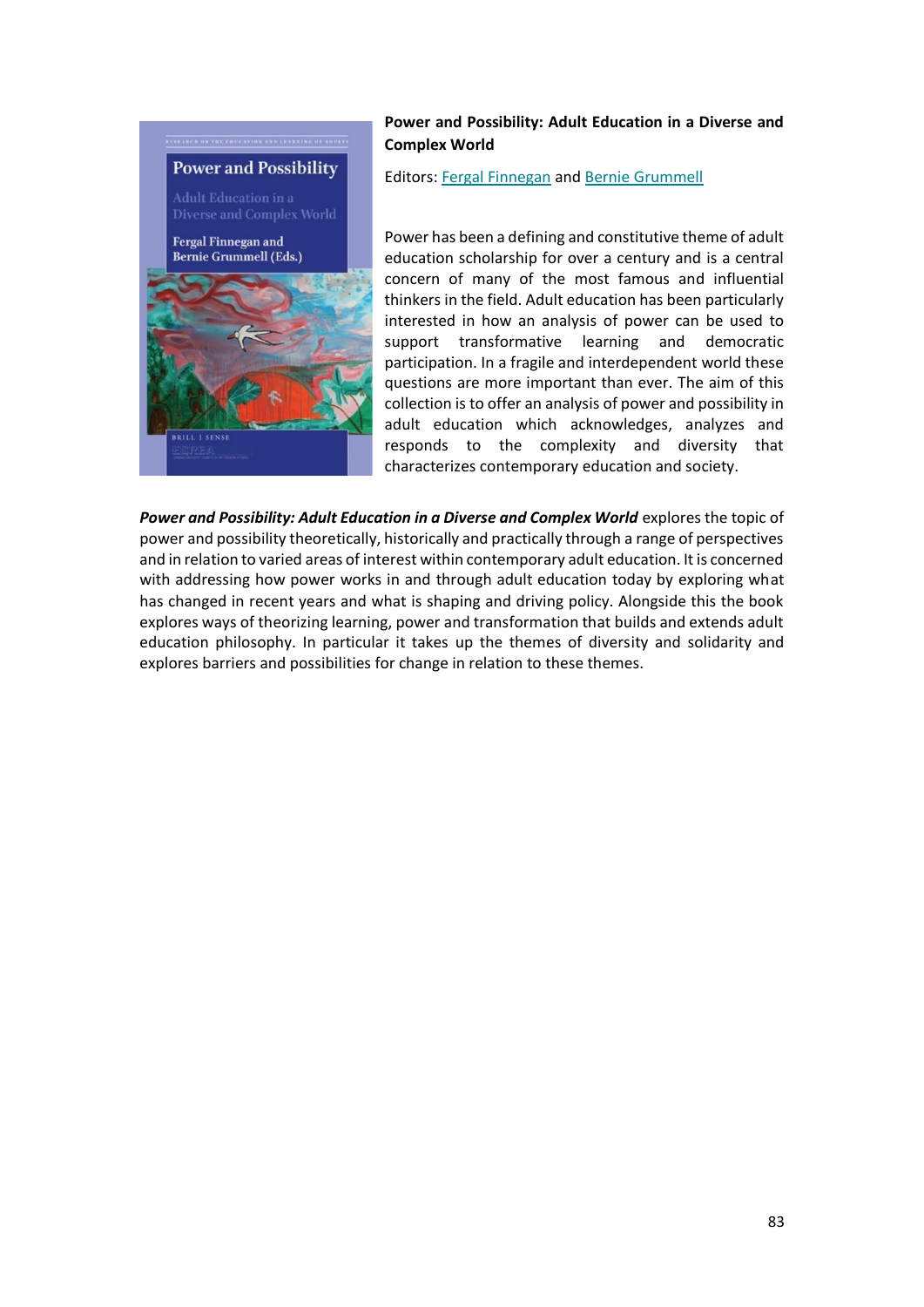**Power and Possibility: Adult Education in a Diverse and Complex World**

Editors: Fergal Finnegan and Bernie Grummell

Power has been a defining and constitutive theme of adult education scholarship for over a century and is a central concern of many of the most famous and influential thinkers in the field. Adult education has been particularly interested in how an analysis of power can be used to support transformative learning and democratic participation. In a fragile and interdependent world these questions are more important than ever. The aim of this collection is to offer an analysis of power and possibility in adult education which acknowledges, analyzes and responds to the complexity and diversity that characterizes contemporary education and society.

***Power and Possibility: Adult Education in a Diverse and Complex World*** explores the topic of power and possibility theoretically, historically and practically through a range of perspectives and in relation to varied areas of interest within contemporary adult education. It is concerned with addressing how power works in and through adult education today by exploring what has changed in recent years and what is shaping and driving policy. Alongside this the book explores ways of theorizing learning, power and transformation that builds and extends adult education philosophy. In particular it takes up the themes of diversity and solidarity and explores barriers and possibilities for change in relation to these themes.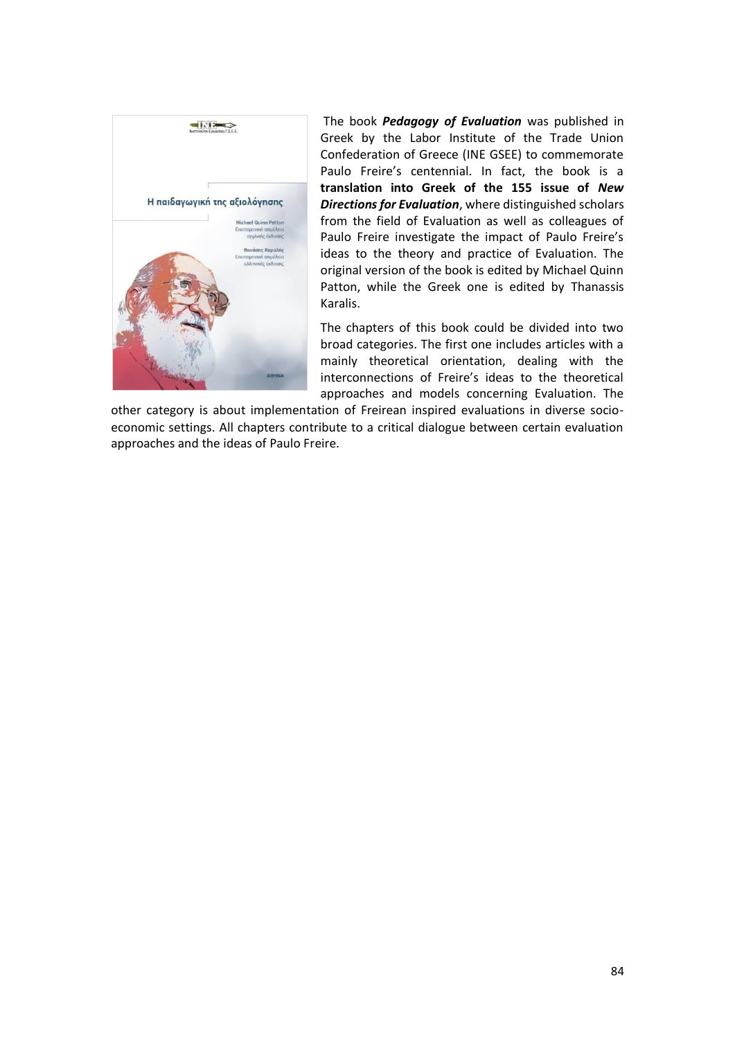The book ***Pedagogy of Evaluation*** was published in Greek by the Labor Institute of the Trade Union Confederation of Greece (INE GSEE) to commemorate Paulo Freire's centennial. In fact, the book is a **translation into Greek of the 155 issue of *New Directions for Evaluation***, where distinguished scholars from the field of Evaluation as well as colleagues of Paulo Freire investigate the impact of Paulo Freire's ideas to the theory and practice of Evaluation. The original version of the book is edited by Michael Quinn Patton, while the Greek one is edited by Thanassis Karalis.

The chapters of this book could be divided into two broad categories. The first one includes articles with a mainly theoretical orientation, dealing with the interconnections of Freire's ideas to the theoretical approaches and models concerning Evaluation. The other category is about implementation of Freirean inspired evaluations in diverse socio-economic settings. All chapters contribute to a critical dialogue between certain evaluation approaches and the ideas of Paulo Freire.